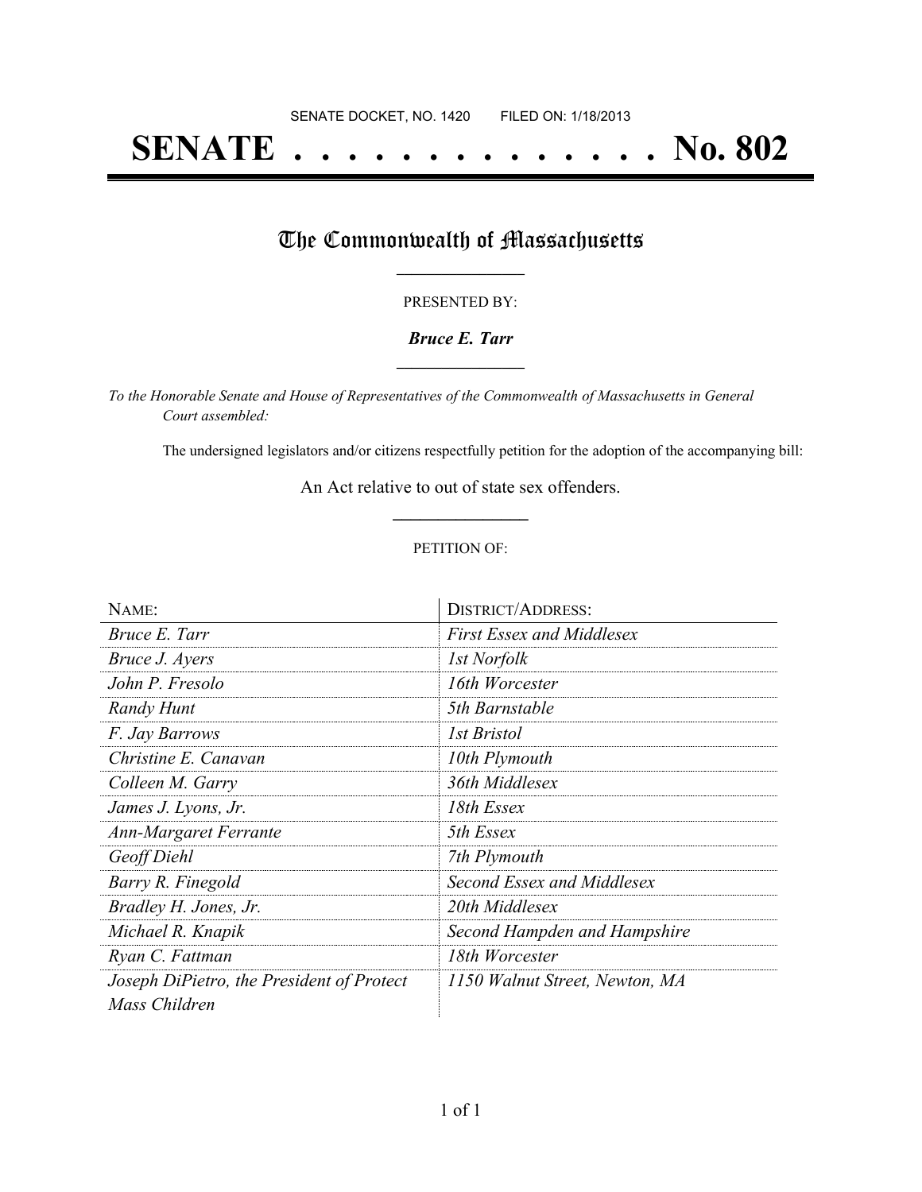SENATE DOCKET, NO. 1420        FILED ON: 1/18/2013

# SENATE . . . . . . . . . . . . . . No. 802

## The Commonwealth of Massachusetts

PRESENTED BY:

***Bruce E. Tarr***

*To the Honorable Senate and House of Representatives of the Commonwealth of Massachusetts in General Court assembled:*

The undersigned legislators and/or citizens respectfully petition for the adoption of the accompanying bill:

An Act relative to out of state sex offenders.

PETITION OF:

| NAME: | DISTRICT/ADDRESS: |
|---|---|
| *Bruce E. Tarr* | *First Essex and Middlesex* |
| *Bruce J. Ayers* | *1st Norfolk* |
| *John P. Fresolo* | *16th Worcester* |
| *Randy Hunt* | *5th Barnstable* |
| *F. Jay Barrows* | *1st Bristol* |
| *Christine E. Canavan* | *10th Plymouth* |
| *Colleen M. Garry* | *36th Middlesex* |
| *James J. Lyons, Jr.* | *18th Essex* |
| *Ann-Margaret Ferrante* | *5th Essex* |
| *Geoff Diehl* | *7th Plymouth* |
| *Barry R. Finegold* | *Second Essex and Middlesex* |
| *Bradley H. Jones, Jr.* | *20th Middlesex* |
| *Michael R. Knapik* | *Second Hampden and Hampshire* |
| *Ryan C. Fattman* | *18th Worcester* |
| *Joseph DiPietro, the President of Protect Mass Children* | *1150 Walnut Street, Newton, MA* |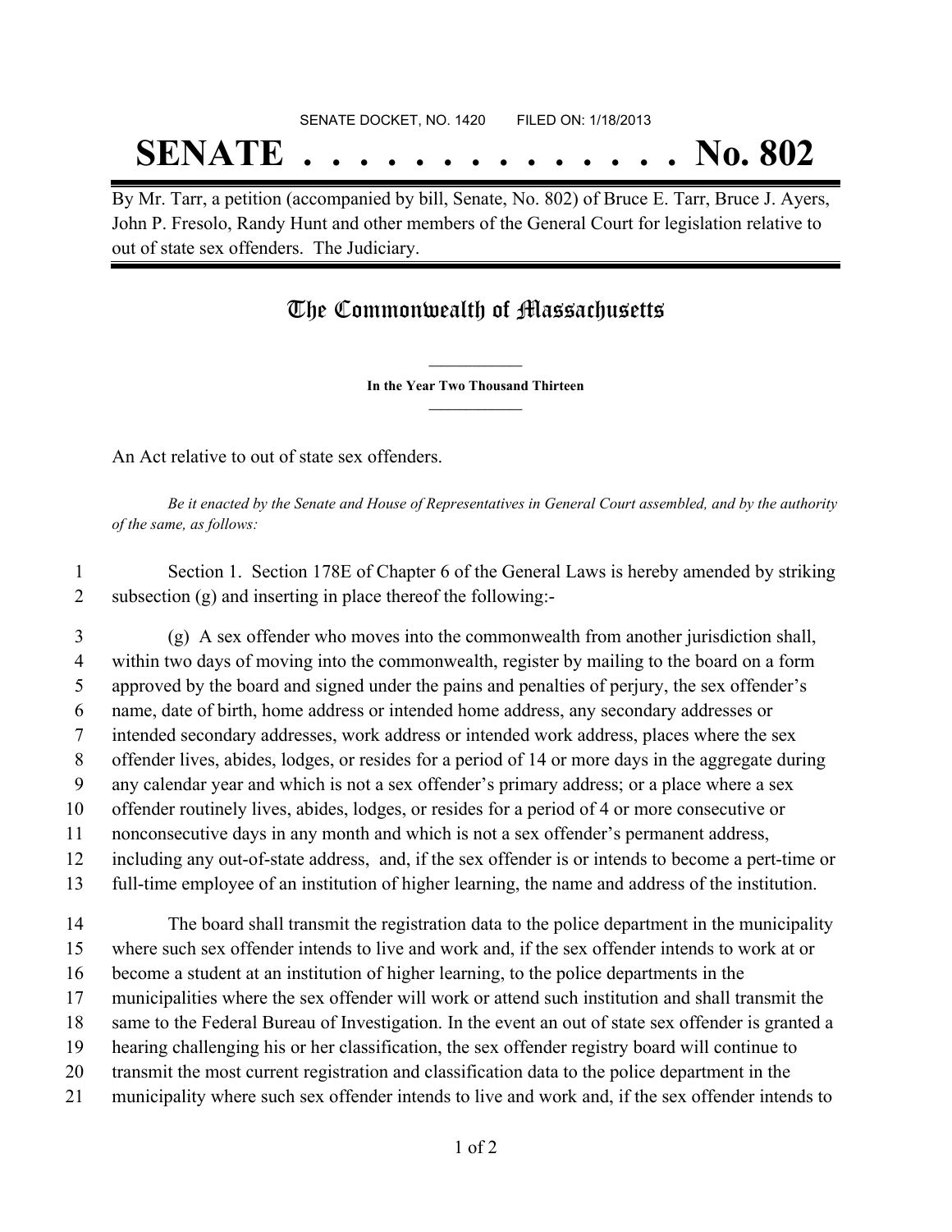SENATE DOCKET, NO. 1420        FILED ON: 1/18/2013

# SENATE . . . . . . . . . . . . . . No. 802

By Mr. Tarr, a petition (accompanied by bill, Senate, No. 802) of Bruce E. Tarr, Bruce J. Ayers, John P. Fresolo, Randy Hunt and other members of the General Court for legislation relative to out of state sex offenders. The Judiciary.

## The Commonwealth of Massachusetts

**In the Year Two Thousand Thirteen**

An Act relative to out of state sex offenders.

*Be it enacted by the Senate and House of Representatives in General Court assembled, and by the authority of the same, as follows:*

1 Section 1. Section 178E of Chapter 6 of the General Laws is hereby amended by striking
2 subsection (g) and inserting in place thereof the following:-

3 (g) A sex offender who moves into the commonwealth from another jurisdiction shall,
4 within two days of moving into the commonwealth, register by mailing to the board on a form
5 approved by the board and signed under the pains and penalties of perjury, the sex offender's
6 name, date of birth, home address or intended home address, any secondary addresses or
7 intended secondary addresses, work address or intended work address, places where the sex
8 offender lives, abides, lodges, or resides for a period of 14 or more days in the aggregate during
9 any calendar year and which is not a sex offender's primary address; or a place where a sex
10 offender routinely lives, abides, lodges, or resides for a period of 4 or more consecutive or
11 nonconsecutive days in any month and which is not a sex offender's permanent address,
12 including any out-of-state address, and, if the sex offender is or intends to become a pert-time or
13 full-time employee of an institution of higher learning, the name and address of the institution.

14 The board shall transmit the registration data to the police department in the municipality
15 where such sex offender intends to live and work and, if the sex offender intends to work at or
16 become a student at an institution of higher learning, to the police departments in the
17 municipalities where the sex offender will work or attend such institution and shall transmit the
18 same to the Federal Bureau of Investigation. In the event an out of state sex offender is granted a
19 hearing challenging his or her classification, the sex offender registry board will continue to
20 transmit the most current registration and classification data to the police department in the
21 municipality where such sex offender intends to live and work and, if the sex offender intends to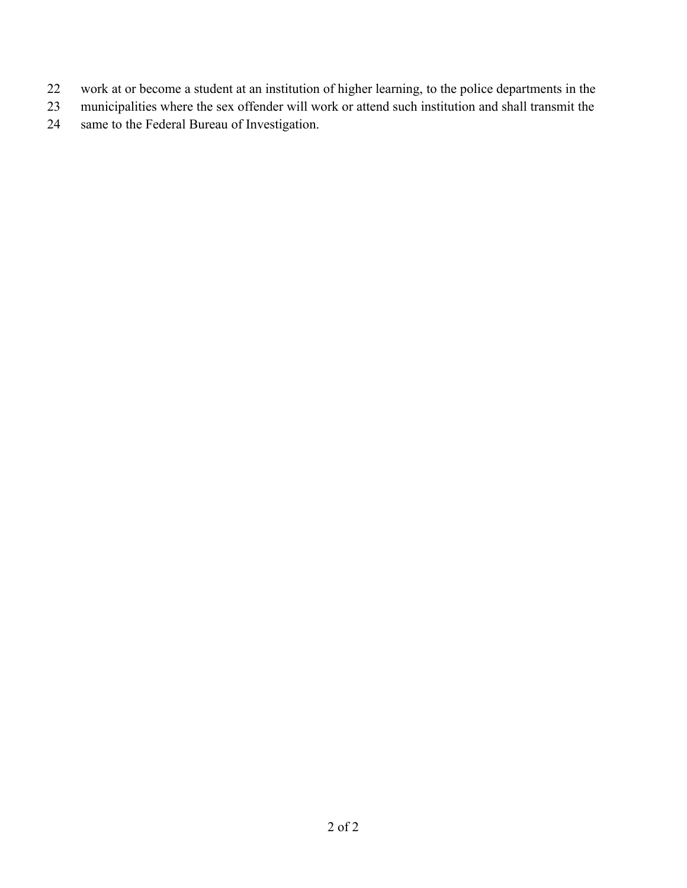work at or become a student at an institution of higher learning, to the police departments in the municipalities where the sex offender will work or attend such institution and shall transmit the same to the Federal Bureau of Investigation.